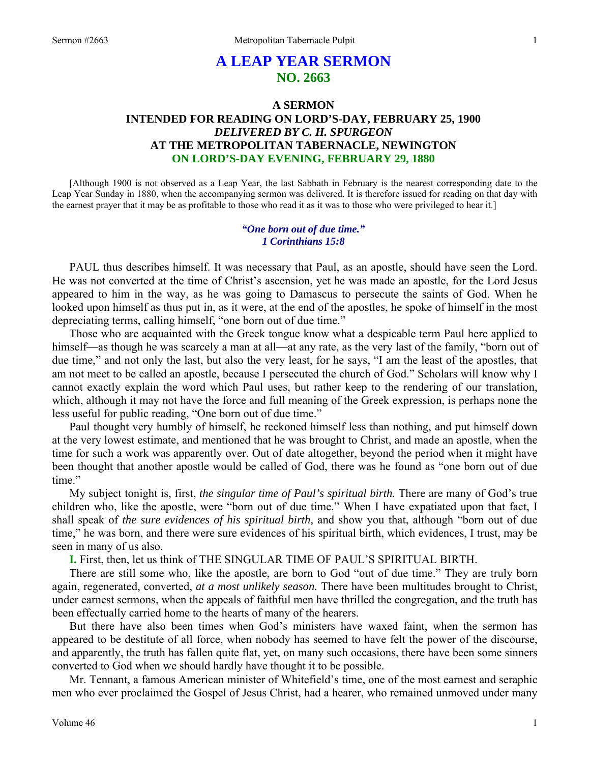# A LEAP YEAR SERMON
## NO. 2663

### A SERMON
### INTENDED FOR READING ON LORD'S-DAY, FEBRUARY 25, 1900
### *DELIVERED BY C. H. SPURGEON*
### AT THE METROPOLITAN TABERNACLE, NEWINGTON
### ON LORD'S-DAY EVENING, FEBRUARY 29, 1880

[Although 1900 is not observed as a Leap Year, the last Sabbath in February is the nearest corresponding date to the Leap Year Sunday in 1880, when the accompanying sermon was delivered. It is therefore issued for reading on that day with the earnest prayer that it may be as profitable to those who read it as it was to those who were privileged to hear it.]

***"One born out of due time." 1 Corinthians 15:8***

PAUL thus describes himself. It was necessary that Paul, as an apostle, should have seen the Lord. He was not converted at the time of Christ's ascension, yet he was made an apostle, for the Lord Jesus appeared to him in the way, as he was going to Damascus to persecute the saints of God. When he looked upon himself as thus put in, as it were, at the end of the apostles, he spoke of himself in the most depreciating terms, calling himself, "one born out of due time."

Those who are acquainted with the Greek tongue know what a despicable term Paul here applied to himself—as though he was scarcely a man at all—at any rate, as the very last of the family, "born out of due time," and not only the last, but also the very least, for he says, "I am the least of the apostles, that am not meet to be called an apostle, because I persecuted the church of God." Scholars will know why I cannot exactly explain the word which Paul uses, but rather keep to the rendering of our translation, which, although it may not have the force and full meaning of the Greek expression, is perhaps none the less useful for public reading, "One born out of due time."

Paul thought very humbly of himself, he reckoned himself less than nothing, and put himself down at the very lowest estimate, and mentioned that he was brought to Christ, and made an apostle, when the time for such a work was apparently over. Out of date altogether, beyond the period when it might have been thought that another apostle would be called of God, there was he found as "one born out of due time."

My subject tonight is, first, *the singular time of Paul's spiritual birth.* There are many of God's true children who, like the apostle, were "born out of due time." When I have expatiated upon that fact, I shall speak of *the sure evidences of his spiritual birth,* and show you that, although "born out of due time," he was born, and there were sure evidences of his spiritual birth, which evidences, I trust, may be seen in many of us also.

**I.** First, then, let us think of THE SINGULAR TIME OF PAUL'S SPIRITUAL BIRTH.

There are still some who, like the apostle, are born to God "out of due time." They are truly born again, regenerated, converted, *at a most unlikely season.* There have been multitudes brought to Christ, under earnest sermons, when the appeals of faithful men have thrilled the congregation, and the truth has been effectually carried home to the hearts of many of the hearers.

But there have also been times when God's ministers have waxed faint, when the sermon has appeared to be destitute of all force, when nobody has seemed to have felt the power of the discourse, and apparently, the truth has fallen quite flat, yet, on many such occasions, there have been some sinners converted to God when we should hardly have thought it to be possible.

Mr. Tennant, a famous American minister of Whitefield's time, one of the most earnest and seraphic men who ever proclaimed the Gospel of Jesus Christ, had a hearer, who remained unmoved under many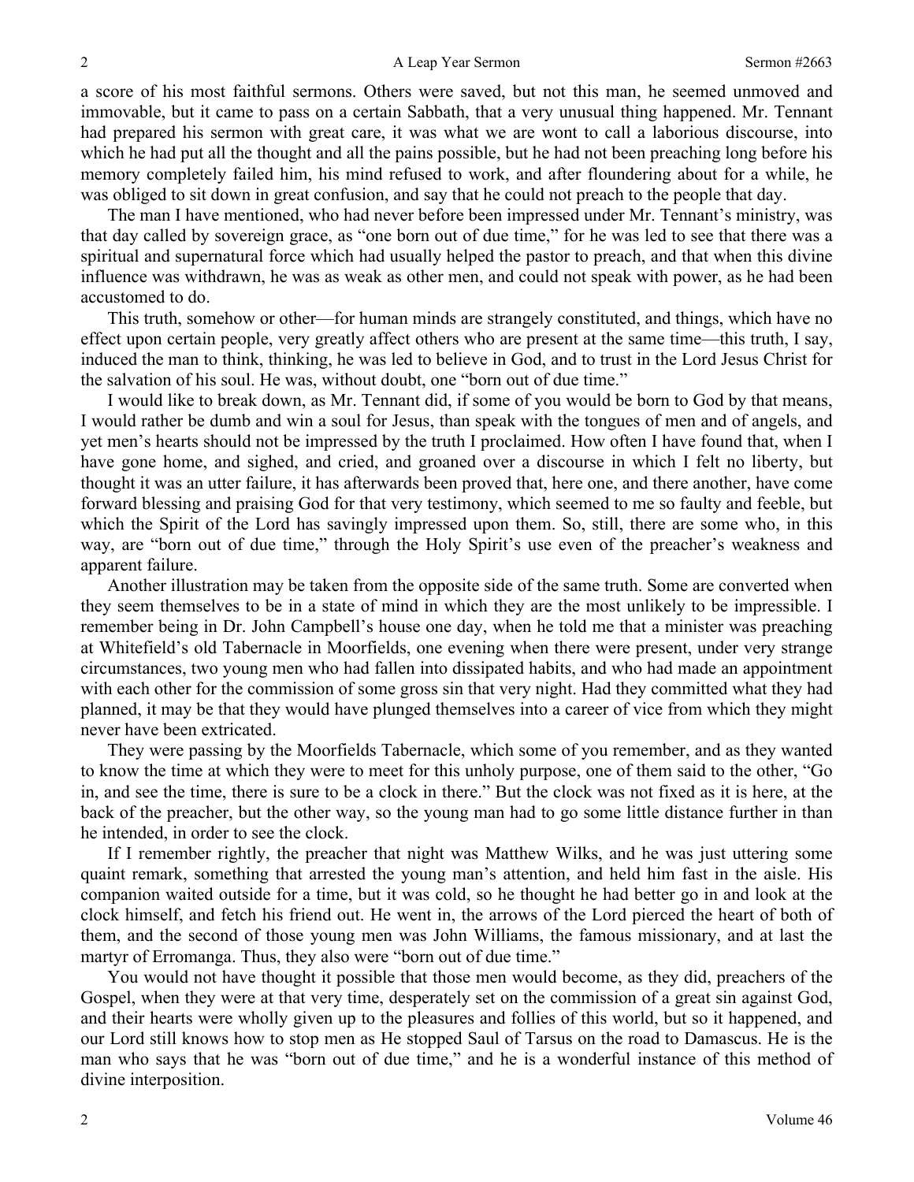a score of his most faithful sermons. Others were saved, but not this man, he seemed unmoved and immovable, but it came to pass on a certain Sabbath, that a very unusual thing happened. Mr. Tennant had prepared his sermon with great care, it was what we are wont to call a laborious discourse, into which he had put all the thought and all the pains possible, but he had not been preaching long before his memory completely failed him, his mind refused to work, and after floundering about for a while, he was obliged to sit down in great confusion, and say that he could not preach to the people that day.

The man I have mentioned, who had never before been impressed under Mr. Tennant's ministry, was that day called by sovereign grace, as "one born out of due time," for he was led to see that there was a spiritual and supernatural force which had usually helped the pastor to preach, and that when this divine influence was withdrawn, he was as weak as other men, and could not speak with power, as he had been accustomed to do.

This truth, somehow or other—for human minds are strangely constituted, and things, which have no effect upon certain people, very greatly affect others who are present at the same time—this truth, I say, induced the man to think, thinking, he was led to believe in God, and to trust in the Lord Jesus Christ for the salvation of his soul. He was, without doubt, one "born out of due time."

I would like to break down, as Mr. Tennant did, if some of you would be born to God by that means, I would rather be dumb and win a soul for Jesus, than speak with the tongues of men and of angels, and yet men's hearts should not be impressed by the truth I proclaimed. How often I have found that, when I have gone home, and sighed, and cried, and groaned over a discourse in which I felt no liberty, but thought it was an utter failure, it has afterwards been proved that, here one, and there another, have come forward blessing and praising God for that very testimony, which seemed to me so faulty and feeble, but which the Spirit of the Lord has savingly impressed upon them. So, still, there are some who, in this way, are "born out of due time," through the Holy Spirit's use even of the preacher's weakness and apparent failure.

Another illustration may be taken from the opposite side of the same truth. Some are converted when they seem themselves to be in a state of mind in which they are the most unlikely to be impressible. I remember being in Dr. John Campbell's house one day, when he told me that a minister was preaching at Whitefield's old Tabernacle in Moorfields, one evening when there were present, under very strange circumstances, two young men who had fallen into dissipated habits, and who had made an appointment with each other for the commission of some gross sin that very night. Had they committed what they had planned, it may be that they would have plunged themselves into a career of vice from which they might never have been extricated.

They were passing by the Moorfields Tabernacle, which some of you remember, and as they wanted to know the time at which they were to meet for this unholy purpose, one of them said to the other, "Go in, and see the time, there is sure to be a clock in there." But the clock was not fixed as it is here, at the back of the preacher, but the other way, so the young man had to go some little distance further in than he intended, in order to see the clock.

If I remember rightly, the preacher that night was Matthew Wilks, and he was just uttering some quaint remark, something that arrested the young man's attention, and held him fast in the aisle. His companion waited outside for a time, but it was cold, so he thought he had better go in and look at the clock himself, and fetch his friend out. He went in, the arrows of the Lord pierced the heart of both of them, and the second of those young men was John Williams, the famous missionary, and at last the martyr of Erromanga. Thus, they also were "born out of due time."

You would not have thought it possible that those men would become, as they did, preachers of the Gospel, when they were at that very time, desperately set on the commission of a great sin against God, and their hearts were wholly given up to the pleasures and follies of this world, but so it happened, and our Lord still knows how to stop men as He stopped Saul of Tarsus on the road to Damascus. He is the man who says that he was "born out of due time," and he is a wonderful instance of this method of divine interposition.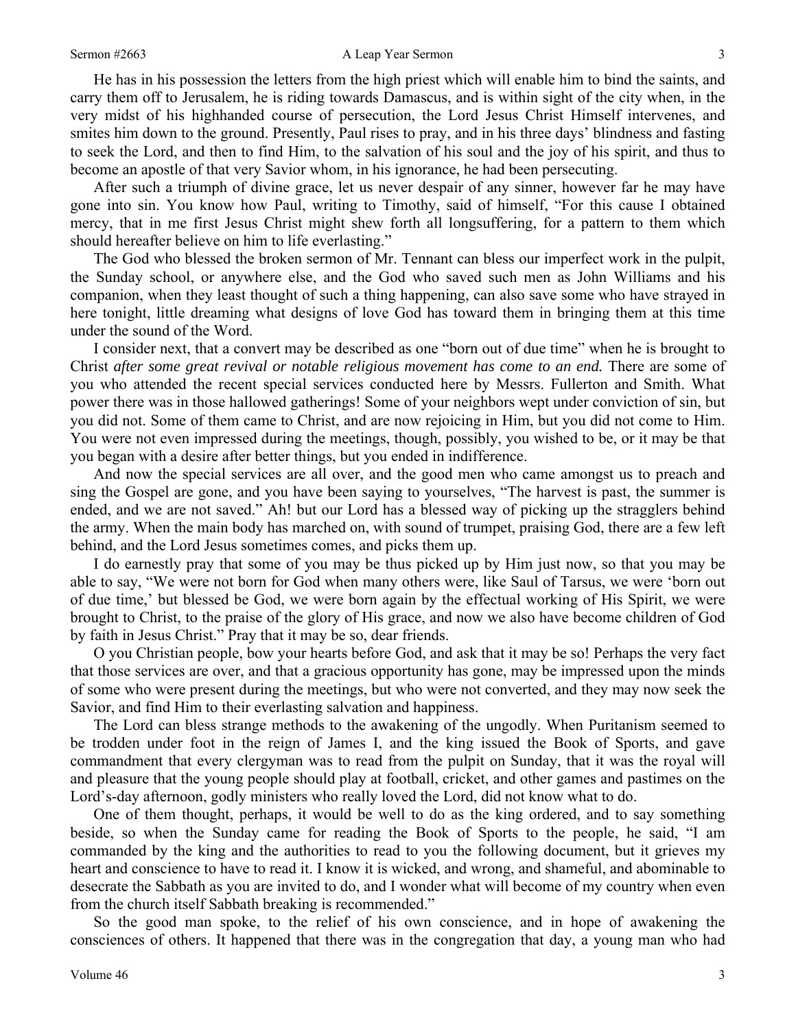He has in his possession the letters from the high priest which will enable him to bind the saints, and carry them off to Jerusalem, he is riding towards Damascus, and is within sight of the city when, in the very midst of his highhanded course of persecution, the Lord Jesus Christ Himself intervenes, and smites him down to the ground. Presently, Paul rises to pray, and in his three days' blindness and fasting to seek the Lord, and then to find Him, to the salvation of his soul and the joy of his spirit, and thus to become an apostle of that very Savior whom, in his ignorance, he had been persecuting.

After such a triumph of divine grace, let us never despair of any sinner, however far he may have gone into sin. You know how Paul, writing to Timothy, said of himself, "For this cause I obtained mercy, that in me first Jesus Christ might shew forth all longsuffering, for a pattern to them which should hereafter believe on him to life everlasting."

The God who blessed the broken sermon of Mr. Tennant can bless our imperfect work in the pulpit, the Sunday school, or anywhere else, and the God who saved such men as John Williams and his companion, when they least thought of such a thing happening, can also save some who have strayed in here tonight, little dreaming what designs of love God has toward them in bringing them at this time under the sound of the Word.

I consider next, that a convert may be described as one "born out of due time" when he is brought to Christ *after some great revival or notable religious movement has come to an end.* There are some of you who attended the recent special services conducted here by Messrs. Fullerton and Smith. What power there was in those hallowed gatherings! Some of your neighbors wept under conviction of sin, but you did not. Some of them came to Christ, and are now rejoicing in Him, but you did not come to Him. You were not even impressed during the meetings, though, possibly, you wished to be, or it may be that you began with a desire after better things, but you ended in indifference.

And now the special services are all over, and the good men who came amongst us to preach and sing the Gospel are gone, and you have been saying to yourselves, "The harvest is past, the summer is ended, and we are not saved." Ah! but our Lord has a blessed way of picking up the stragglers behind the army. When the main body has marched on, with sound of trumpet, praising God, there are a few left behind, and the Lord Jesus sometimes comes, and picks them up.

I do earnestly pray that some of you may be thus picked up by Him just now, so that you may be able to say, "We were not born for God when many others were, like Saul of Tarsus, we were 'born out of due time,' but blessed be God, we were born again by the effectual working of His Spirit, we were brought to Christ, to the praise of the glory of His grace, and now we also have become children of God by faith in Jesus Christ." Pray that it may be so, dear friends.

O you Christian people, bow your hearts before God, and ask that it may be so! Perhaps the very fact that those services are over, and that a gracious opportunity has gone, may be impressed upon the minds of some who were present during the meetings, but who were not converted, and they may now seek the Savior, and find Him to their everlasting salvation and happiness.

The Lord can bless strange methods to the awakening of the ungodly. When Puritanism seemed to be trodden under foot in the reign of James I, and the king issued the Book of Sports, and gave commandment that every clergyman was to read from the pulpit on Sunday, that it was the royal will and pleasure that the young people should play at football, cricket, and other games and pastimes on the Lord's-day afternoon, godly ministers who really loved the Lord, did not know what to do.

One of them thought, perhaps, it would be well to do as the king ordered, and to say something beside, so when the Sunday came for reading the Book of Sports to the people, he said, "I am commanded by the king and the authorities to read to you the following document, but it grieves my heart and conscience to have to read it. I know it is wicked, and wrong, and shameful, and abominable to desecrate the Sabbath as you are invited to do, and I wonder what will become of my country when even from the church itself Sabbath breaking is recommended."

So the good man spoke, to the relief of his own conscience, and in hope of awakening the consciences of others. It happened that there was in the congregation that day, a young man who had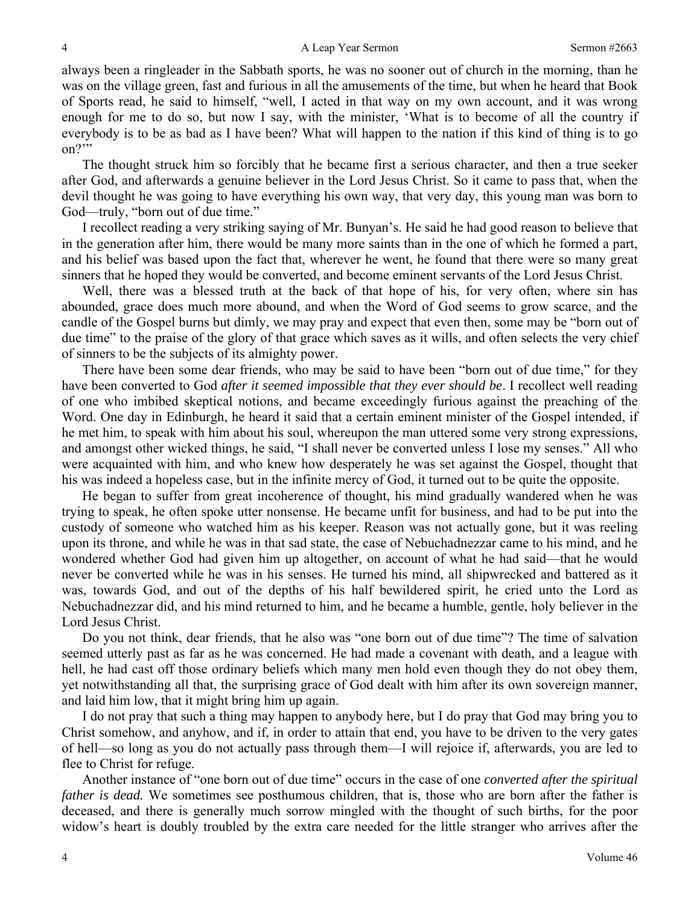always been a ringleader in the Sabbath sports, he was no sooner out of church in the morning, than he was on the village green, fast and furious in all the amusements of the time, but when he heard that Book of Sports read, he said to himself, "well, I acted in that way on my own account, and it was wrong enough for me to do so, but now I say, with the minister, 'What is to become of all the country if everybody is to be as bad as I have been? What will happen to the nation if this kind of thing is to go on?'"

The thought struck him so forcibly that he became first a serious character, and then a true seeker after God, and afterwards a genuine believer in the Lord Jesus Christ. So it came to pass that, when the devil thought he was going to have everything his own way, that very day, this young man was born to God—truly, "born out of due time."

I recollect reading a very striking saying of Mr. Bunyan's. He said he had good reason to believe that in the generation after him, there would be many more saints than in the one of which he formed a part, and his belief was based upon the fact that, wherever he went, he found that there were so many great sinners that he hoped they would be converted, and become eminent servants of the Lord Jesus Christ.

Well, there was a blessed truth at the back of that hope of his, for very often, where sin has abounded, grace does much more abound, and when the Word of God seems to grow scarce, and the candle of the Gospel burns but dimly, we may pray and expect that even then, some may be "born out of due time" to the praise of the glory of that grace which saves as it wills, and often selects the very chief of sinners to be the subjects of its almighty power.

There have been some dear friends, who may be said to have been "born out of due time," for they have been converted to God *after it seemed impossible that they ever should be*. I recollect well reading of one who imbibed skeptical notions, and became exceedingly furious against the preaching of the Word. One day in Edinburgh, he heard it said that a certain eminent minister of the Gospel intended, if he met him, to speak with him about his soul, whereupon the man uttered some very strong expressions, and amongst other wicked things, he said, "I shall never be converted unless I lose my senses." All who were acquainted with him, and who knew how desperately he was set against the Gospel, thought that his was indeed a hopeless case, but in the infinite mercy of God, it turned out to be quite the opposite.

He began to suffer from great incoherence of thought, his mind gradually wandered when he was trying to speak, he often spoke utter nonsense. He became unfit for business, and had to be put into the custody of someone who watched him as his keeper. Reason was not actually gone, but it was reeling upon its throne, and while he was in that sad state, the case of Nebuchadnezzar came to his mind, and he wondered whether God had given him up altogether, on account of what he had said—that he would never be converted while he was in his senses. He turned his mind, all shipwrecked and battered as it was, towards God, and out of the depths of his half bewildered spirit, he cried unto the Lord as Nebuchadnezzar did, and his mind returned to him, and he became a humble, gentle, holy believer in the Lord Jesus Christ.

Do you not think, dear friends, that he also was "one born out of due time"? The time of salvation seemed utterly past as far as he was concerned. He had made a covenant with death, and a league with hell, he had cast off those ordinary beliefs which many men hold even though they do not obey them, yet notwithstanding all that, the surprising grace of God dealt with him after its own sovereign manner, and laid him low, that it might bring him up again.

I do not pray that such a thing may happen to anybody here, but I do pray that God may bring you to Christ somehow, and anyhow, and if, in order to attain that end, you have to be driven to the very gates of hell—so long as you do not actually pass through them—I will rejoice if, afterwards, you are led to flee to Christ for refuge.

Another instance of "one born out of due time" occurs in the case of one *converted after the spiritual father is dead.* We sometimes see posthumous children, that is, those who are born after the father is deceased, and there is generally much sorrow mingled with the thought of such births, for the poor widow's heart is doubly troubled by the extra care needed for the little stranger who arrives after the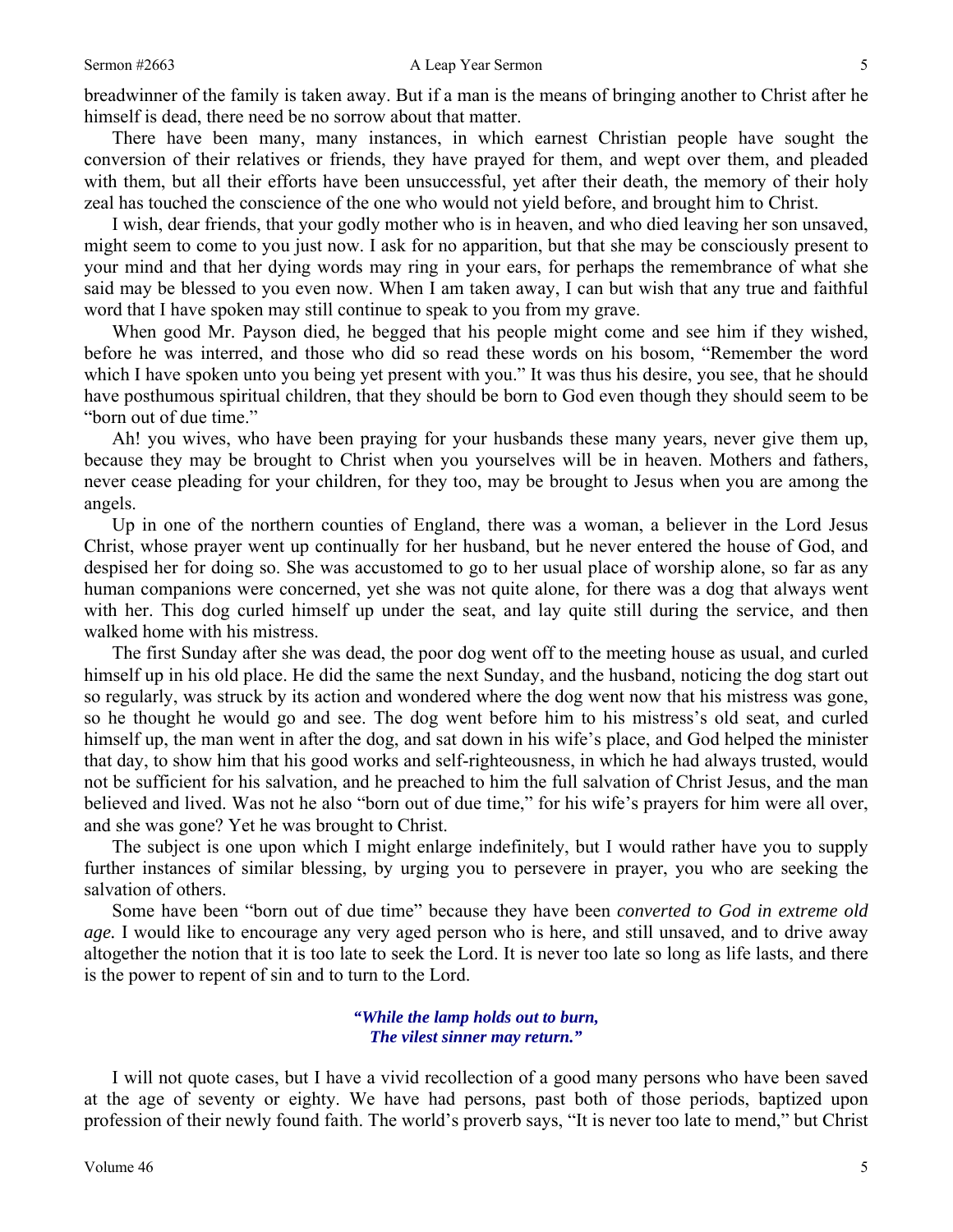breadwinner of the family is taken away. But if a man is the means of bringing another to Christ after he himself is dead, there need be no sorrow about that matter.

There have been many, many instances, in which earnest Christian people have sought the conversion of their relatives or friends, they have prayed for them, and wept over them, and pleaded with them, but all their efforts have been unsuccessful, yet after their death, the memory of their holy zeal has touched the conscience of the one who would not yield before, and brought him to Christ.

I wish, dear friends, that your godly mother who is in heaven, and who died leaving her son unsaved, might seem to come to you just now. I ask for no apparition, but that she may be consciously present to your mind and that her dying words may ring in your ears, for perhaps the remembrance of what she said may be blessed to you even now. When I am taken away, I can but wish that any true and faithful word that I have spoken may still continue to speak to you from my grave.

When good Mr. Payson died, he begged that his people might come and see him if they wished, before he was interred, and those who did so read these words on his bosom, "Remember the word which I have spoken unto you being yet present with you." It was thus his desire, you see, that he should have posthumous spiritual children, that they should be born to God even though they should seem to be "born out of due time."

Ah! you wives, who have been praying for your husbands these many years, never give them up, because they may be brought to Christ when you yourselves will be in heaven. Mothers and fathers, never cease pleading for your children, for they too, may be brought to Jesus when you are among the angels.

Up in one of the northern counties of England, there was a woman, a believer in the Lord Jesus Christ, whose prayer went up continually for her husband, but he never entered the house of God, and despised her for doing so. She was accustomed to go to her usual place of worship alone, so far as any human companions were concerned, yet she was not quite alone, for there was a dog that always went with her. This dog curled himself up under the seat, and lay quite still during the service, and then walked home with his mistress.

The first Sunday after she was dead, the poor dog went off to the meeting house as usual, and curled himself up in his old place. He did the same the next Sunday, and the husband, noticing the dog start out so regularly, was struck by its action and wondered where the dog went now that his mistress was gone, so he thought he would go and see. The dog went before him to his mistress's old seat, and curled himself up, the man went in after the dog, and sat down in his wife's place, and God helped the minister that day, to show him that his good works and self-righteousness, in which he had always trusted, would not be sufficient for his salvation, and he preached to him the full salvation of Christ Jesus, and the man believed and lived. Was not he also "born out of due time," for his wife's prayers for him were all over, and she was gone? Yet he was brought to Christ.

The subject is one upon which I might enlarge indefinitely, but I would rather have you to supply further instances of similar blessing, by urging you to persevere in prayer, you who are seeking the salvation of others.

Some have been "born out of due time" because they have been *converted to God in extreme old age.* I would like to encourage any very aged person who is here, and still unsaved, and to drive away altogether the notion that it is too late to seek the Lord. It is never too late so long as life lasts, and there is the power to repent of sin and to turn to the Lord.

> ***"While the lamp holds out to burn,***
> ***The vilest sinner may return."***

I will not quote cases, but I have a vivid recollection of a good many persons who have been saved at the age of seventy or eighty. We have had persons, past both of those periods, baptized upon profession of their newly found faith. The world's proverb says, "It is never too late to mend," but Christ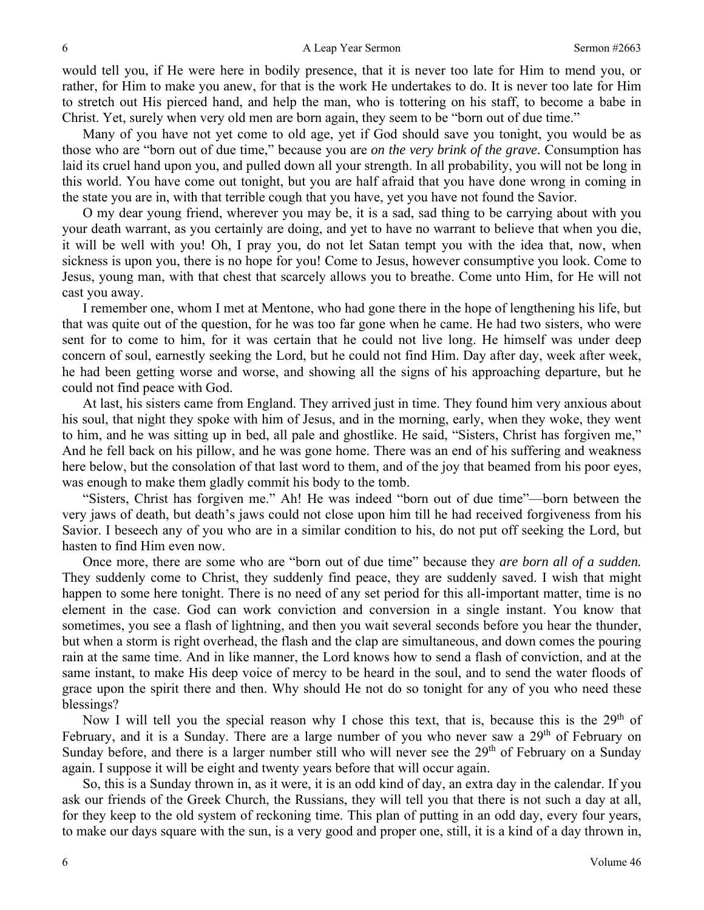would tell you, if He were here in bodily presence, that it is never too late for Him to mend you, or rather, for Him to make you anew, for that is the work He undertakes to do. It is never too late for Him to stretch out His pierced hand, and help the man, who is tottering on his staff, to become a babe in Christ. Yet, surely when very old men are born again, they seem to be "born out of due time."

Many of you have not yet come to old age, yet if God should save you tonight, you would be as those who are "born out of due time," because you are *on the very brink of the grave.* Consumption has laid its cruel hand upon you, and pulled down all your strength. In all probability, you will not be long in this world. You have come out tonight, but you are half afraid that you have done wrong in coming in the state you are in, with that terrible cough that you have, yet you have not found the Savior.

O my dear young friend, wherever you may be, it is a sad, sad thing to be carrying about with you your death warrant, as you certainly are doing, and yet to have no warrant to believe that when you die, it will be well with you! Oh, I pray you, do not let Satan tempt you with the idea that, now, when sickness is upon you, there is no hope for you! Come to Jesus, however consumptive you look. Come to Jesus, young man, with that chest that scarcely allows you to breathe. Come unto Him, for He will not cast you away.

I remember one, whom I met at Mentone, who had gone there in the hope of lengthening his life, but that was quite out of the question, for he was too far gone when he came. He had two sisters, who were sent for to come to him, for it was certain that he could not live long. He himself was under deep concern of soul, earnestly seeking the Lord, but he could not find Him. Day after day, week after week, he had been getting worse and worse, and showing all the signs of his approaching departure, but he could not find peace with God.

At last, his sisters came from England. They arrived just in time. They found him very anxious about his soul, that night they spoke with him of Jesus, and in the morning, early, when they woke, they went to him, and he was sitting up in bed, all pale and ghostlike. He said, "Sisters, Christ has forgiven me," And he fell back on his pillow, and he was gone home. There was an end of his suffering and weakness here below, but the consolation of that last word to them, and of the joy that beamed from his poor eyes, was enough to make them gladly commit his body to the tomb.

"Sisters, Christ has forgiven me." Ah! He was indeed "born out of due time"—born between the very jaws of death, but death's jaws could not close upon him till he had received forgiveness from his Savior. I beseech any of you who are in a similar condition to his, do not put off seeking the Lord, but hasten to find Him even now.

Once more, there are some who are "born out of due time" because they *are born all of a sudden.* They suddenly come to Christ, they suddenly find peace, they are suddenly saved. I wish that might happen to some here tonight. There is no need of any set period for this all-important matter, time is no element in the case. God can work conviction and conversion in a single instant. You know that sometimes, you see a flash of lightning, and then you wait several seconds before you hear the thunder, but when a storm is right overhead, the flash and the clap are simultaneous, and down comes the pouring rain at the same time. And in like manner, the Lord knows how to send a flash of conviction, and at the same instant, to make His deep voice of mercy to be heard in the soul, and to send the water floods of grace upon the spirit there and then. Why should He not do so tonight for any of you who need these blessings?

Now I will tell you the special reason why I chose this text, that is, because this is the 29th of February, and it is a Sunday. There are a large number of you who never saw a 29th of February on Sunday before, and there is a larger number still who will never see the 29th of February on a Sunday again. I suppose it will be eight and twenty years before that will occur again.

So, this is a Sunday thrown in, as it were, it is an odd kind of day, an extra day in the calendar. If you ask our friends of the Greek Church, the Russians, they will tell you that there is not such a day at all, for they keep to the old system of reckoning time. This plan of putting in an odd day, every four years, to make our days square with the sun, is a very good and proper one, still, it is a kind of a day thrown in,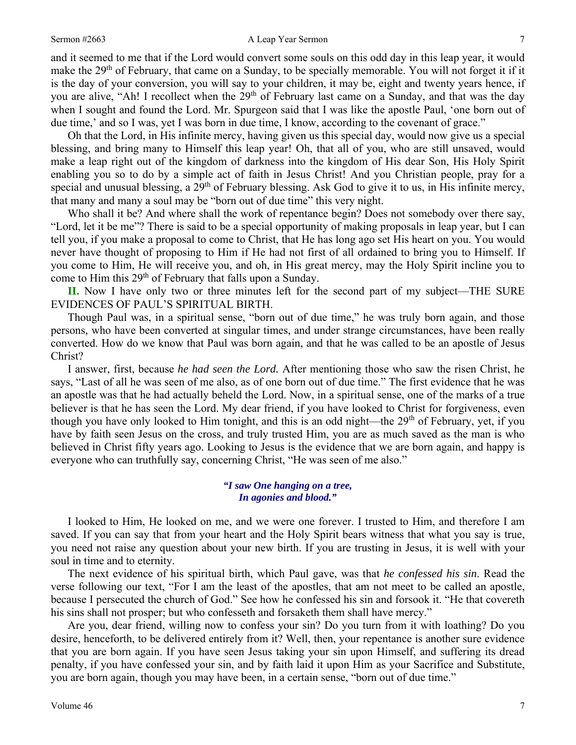and it seemed to me that if the Lord would convert some souls on this odd day in this leap year, it would make the 29th of February, that came on a Sunday, to be specially memorable. You will not forget it if it is the day of your conversion, you will say to your children, it may be, eight and twenty years hence, if you are alive, "Ah! I recollect when the 29th of February last came on a Sunday, and that was the day when I sought and found the Lord. Mr. Spurgeon said that I was like the apostle Paul, 'one born out of due time,' and so I was, yet I was born in due time, I know, according to the covenant of grace."

Oh that the Lord, in His infinite mercy, having given us this special day, would now give us a special blessing, and bring many to Himself this leap year! Oh, that all of you, who are still unsaved, would make a leap right out of the kingdom of darkness into the kingdom of His dear Son, His Holy Spirit enabling you so to do by a simple act of faith in Jesus Christ! And you Christian people, pray for a special and unusual blessing, a 29th of February blessing. Ask God to give it to us, in His infinite mercy, that many and many a soul may be "born out of due time" this very night.

Who shall it be? And where shall the work of repentance begin? Does not somebody over there say, "Lord, let it be me"? There is said to be a special opportunity of making proposals in leap year, but I can tell you, if you make a proposal to come to Christ, that He has long ago set His heart on you. You would never have thought of proposing to Him if He had not first of all ordained to bring you to Himself. If you come to Him, He will receive you, and oh, in His great mercy, may the Holy Spirit incline you to come to Him this 29th of February that falls upon a Sunday.

**II.** Now I have only two or three minutes left for the second part of my subject—THE SURE EVIDENCES OF PAUL'S SPIRITUAL BIRTH.

Though Paul was, in a spiritual sense, "born out of due time," he was truly born again, and those persons, who have been converted at singular times, and under strange circumstances, have been really converted. How do we know that Paul was born again, and that he was called to be an apostle of Jesus Christ?

I answer, first, because *he had seen the Lord.* After mentioning those who saw the risen Christ, he says, "Last of all he was seen of me also, as of one born out of due time." The first evidence that he was an apostle was that he had actually beheld the Lord. Now, in a spiritual sense, one of the marks of a true believer is that he has seen the Lord. My dear friend, if you have looked to Christ for forgiveness, even though you have only looked to Him tonight, and this is an odd night—the 29th of February, yet, if you have by faith seen Jesus on the cross, and truly trusted Him, you are as much saved as the man is who believed in Christ fifty years ago. Looking to Jesus is the evidence that we are born again, and happy is everyone who can truthfully say, concerning Christ, "He was seen of me also."

*"I saw One hanging on a tree,*
*In agonies and blood."*

I looked to Him, He looked on me, and we were one forever. I trusted to Him, and therefore I am saved. If you can say that from your heart and the Holy Spirit bears witness that what you say is true, you need not raise any question about your new birth. If you are trusting in Jesus, it is well with your soul in time and to eternity.

The next evidence of his spiritual birth, which Paul gave, was that *he confessed his sin*. Read the verse following our text, "For I am the least of the apostles, that am not meet to be called an apostle, because I persecuted the church of God." See how he confessed his sin and forsook it. "He that covereth his sins shall not prosper; but who confesseth and forsaketh them shall have mercy."

Are you, dear friend, willing now to confess your sin? Do you turn from it with loathing? Do you desire, henceforth, to be delivered entirely from it? Well, then, your repentance is another sure evidence that you are born again. If you have seen Jesus taking your sin upon Himself, and suffering its dread penalty, if you have confessed your sin, and by faith laid it upon Him as your Sacrifice and Substitute, you are born again, though you may have been, in a certain sense, "born out of due time."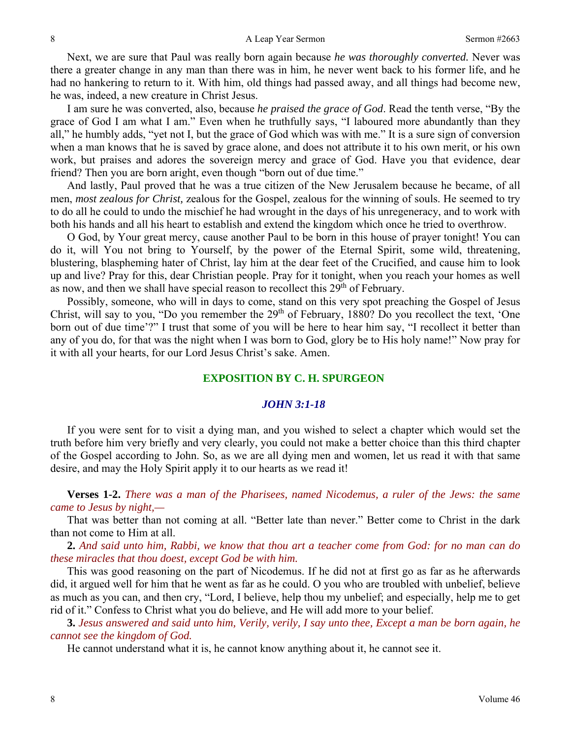Next, we are sure that Paul was really born again because *he was thoroughly converted.* Never was there a greater change in any man than there was in him, he never went back to his former life, and he had no hankering to return to it. With him, old things had passed away, and all things had become new, he was, indeed, a new creature in Christ Jesus.

I am sure he was converted, also, because *he praised the grace of God*. Read the tenth verse, "By the grace of God I am what I am." Even when he truthfully says, "I laboured more abundantly than they all," he humbly adds, "yet not I, but the grace of God which was with me." It is a sure sign of conversion when a man knows that he is saved by grace alone, and does not attribute it to his own merit, or his own work, but praises and adores the sovereign mercy and grace of God. Have you that evidence, dear friend? Then you are born aright, even though "born out of due time."

And lastly, Paul proved that he was a true citizen of the New Jerusalem because he became, of all men, *most zealous for Christ,* zealous for the Gospel, zealous for the winning of souls. He seemed to try to do all he could to undo the mischief he had wrought in the days of his unregeneracy, and to work with both his hands and all his heart to establish and extend the kingdom which once he tried to overthrow.

O God, by Your great mercy, cause another Paul to be born in this house of prayer tonight! You can do it, will You not bring to Yourself, by the power of the Eternal Spirit, some wild, threatening, blustering, blaspheming hater of Christ, lay him at the dear feet of the Crucified, and cause him to look up and live? Pray for this, dear Christian people. Pray for it tonight, when you reach your homes as well as now, and then we shall have special reason to recollect this 29th of February.

Possibly, someone, who will in days to come, stand on this very spot preaching the Gospel of Jesus Christ, will say to you, "Do you remember the 29th of February, 1880? Do you recollect the text, 'One born out of due time'?" I trust that some of you will be here to hear him say, "I recollect it better than any of you do, for that was the night when I was born to God, glory be to His holy name!" Now pray for it with all your hearts, for our Lord Jesus Christ's sake. Amen.

## EXPOSITION BY C. H. SPURGEON

### *JOHN 3:1-18*

If you were sent for to visit a dying man, and you wished to select a chapter which would set the truth before him very briefly and very clearly, you could not make a better choice than this third chapter of the Gospel according to John. So, as we are all dying men and women, let us read it with that same desire, and may the Holy Spirit apply it to our hearts as we read it!

**Verses 1-2.** *There was a man of the Pharisees, named Nicodemus, a ruler of the Jews: the same came to Jesus by night,—*

That was better than not coming at all. "Better late than never." Better come to Christ in the dark than not come to Him at all.

**2.** *And said unto him, Rabbi, we know that thou art a teacher come from God: for no man can do these miracles that thou doest, except God be with him.*

This was good reasoning on the part of Nicodemus. If he did not at first go as far as he afterwards did, it argued well for him that he went as far as he could. O you who are troubled with unbelief, believe as much as you can, and then cry, "Lord, I believe, help thou my unbelief; and especially, help me to get rid of it." Confess to Christ what you do believe, and He will add more to your belief.

**3.** *Jesus answered and said unto him, Verily, verily, I say unto thee, Except a man be born again, he cannot see the kingdom of God.*

He cannot understand what it is, he cannot know anything about it, he cannot see it.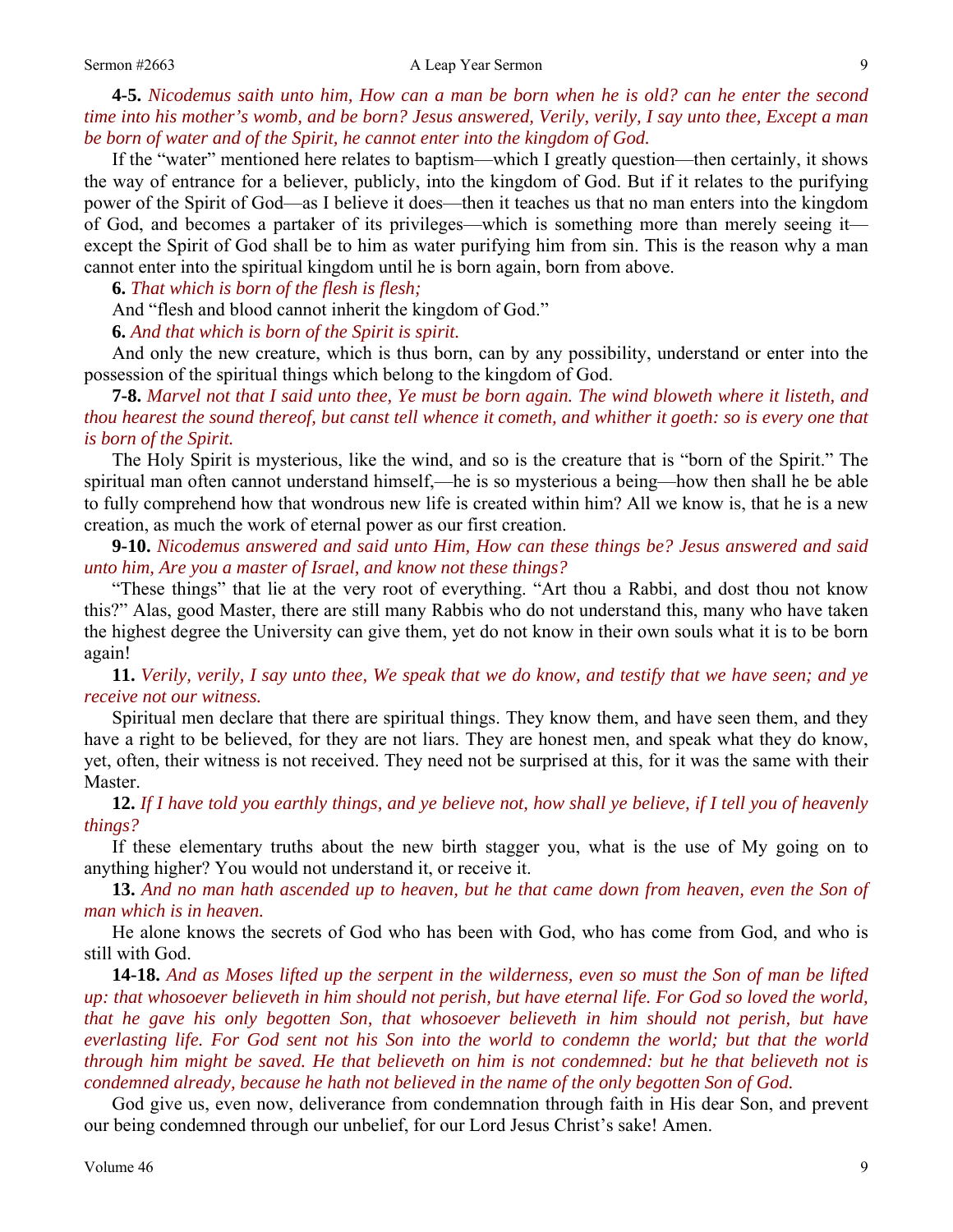**4-5.** *Nicodemus saith unto him, How can a man be born when he is old? can he enter the second time into his mother's womb, and be born? Jesus answered, Verily, verily, I say unto thee, Except a man be born of water and of the Spirit, he cannot enter into the kingdom of God.*

If the "water" mentioned here relates to baptism—which I greatly question—then certainly, it shows the way of entrance for a believer, publicly, into the kingdom of God. But if it relates to the purifying power of the Spirit of God—as I believe it does—then it teaches us that no man enters into the kingdom of God, and becomes a partaker of its privileges—which is something more than merely seeing it—except the Spirit of God shall be to him as water purifying him from sin. This is the reason why a man cannot enter into the spiritual kingdom until he is born again, born from above.

**6.** *That which is born of the flesh is flesh;*

And "flesh and blood cannot inherit the kingdom of God."

**6.** *And that which is born of the Spirit is spirit.*

And only the new creature, which is thus born, can by any possibility, understand or enter into the possession of the spiritual things which belong to the kingdom of God.

**7-8.** *Marvel not that I said unto thee, Ye must be born again. The wind bloweth where it listeth, and thou hearest the sound thereof, but canst tell whence it cometh, and whither it goeth: so is every one that is born of the Spirit.*

The Holy Spirit is mysterious, like the wind, and so is the creature that is "born of the Spirit." The spiritual man often cannot understand himself,—he is so mysterious a being—how then shall he be able to fully comprehend how that wondrous new life is created within him? All we know is, that he is a new creation, as much the work of eternal power as our first creation.

**9-10.** *Nicodemus answered and said unto Him, How can these things be? Jesus answered and said unto him, Are you a master of Israel, and know not these things?*

"These things" that lie at the very root of everything. "Art thou a Rabbi, and dost thou not know this?" Alas, good Master, there are still many Rabbis who do not understand this, many who have taken the highest degree the University can give them, yet do not know in their own souls what it is to be born again!

**11.** *Verily, verily, I say unto thee, We speak that we do know, and testify that we have seen; and ye receive not our witness.*

Spiritual men declare that there are spiritual things. They know them, and have seen them, and they have a right to be believed, for they are not liars. They are honest men, and speak what they do know, yet, often, their witness is not received. They need not be surprised at this, for it was the same with their Master.

**12.** *If I have told you earthly things, and ye believe not, how shall ye believe, if I tell you of heavenly things?*

If these elementary truths about the new birth stagger you, what is the use of My going on to anything higher? You would not understand it, or receive it.

**13.** *And no man hath ascended up to heaven, but he that came down from heaven, even the Son of man which is in heaven.*

He alone knows the secrets of God who has been with God, who has come from God, and who is still with God.

**14-18.** *And as Moses lifted up the serpent in the wilderness, even so must the Son of man be lifted up: that whosoever believeth in him should not perish, but have eternal life. For God so loved the world, that he gave his only begotten Son, that whosoever believeth in him should not perish, but have everlasting life. For God sent not his Son into the world to condemn the world; but that the world through him might be saved. He that believeth on him is not condemned: but he that believeth not is condemned already, because he hath not believed in the name of the only begotten Son of God.*

God give us, even now, deliverance from condemnation through faith in His dear Son, and prevent our being condemned through our unbelief, for our Lord Jesus Christ's sake! Amen.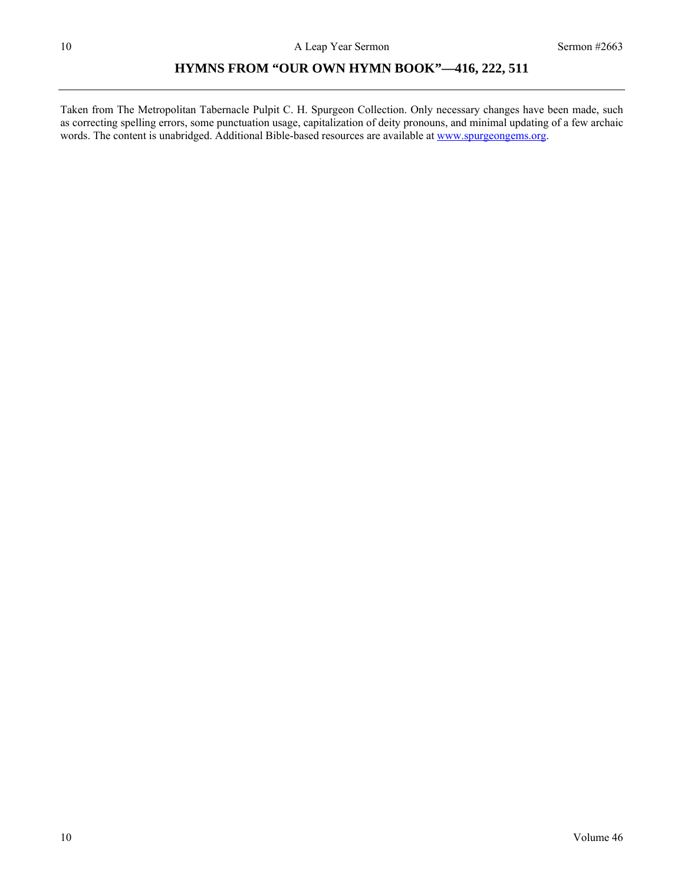## HYMNS FROM "OUR OWN HYMN BOOK"—416, 222, 511

---

Taken from The Metropolitan Tabernacle Pulpit C. H. Spurgeon Collection. Only necessary changes have been made, such as correcting spelling errors, some punctuation usage, capitalization of deity pronouns, and minimal updating of a few archaic words. The content is unabridged. Additional Bible-based resources are available at [www.spurgeongems.org](http://www.spurgeongems.org).